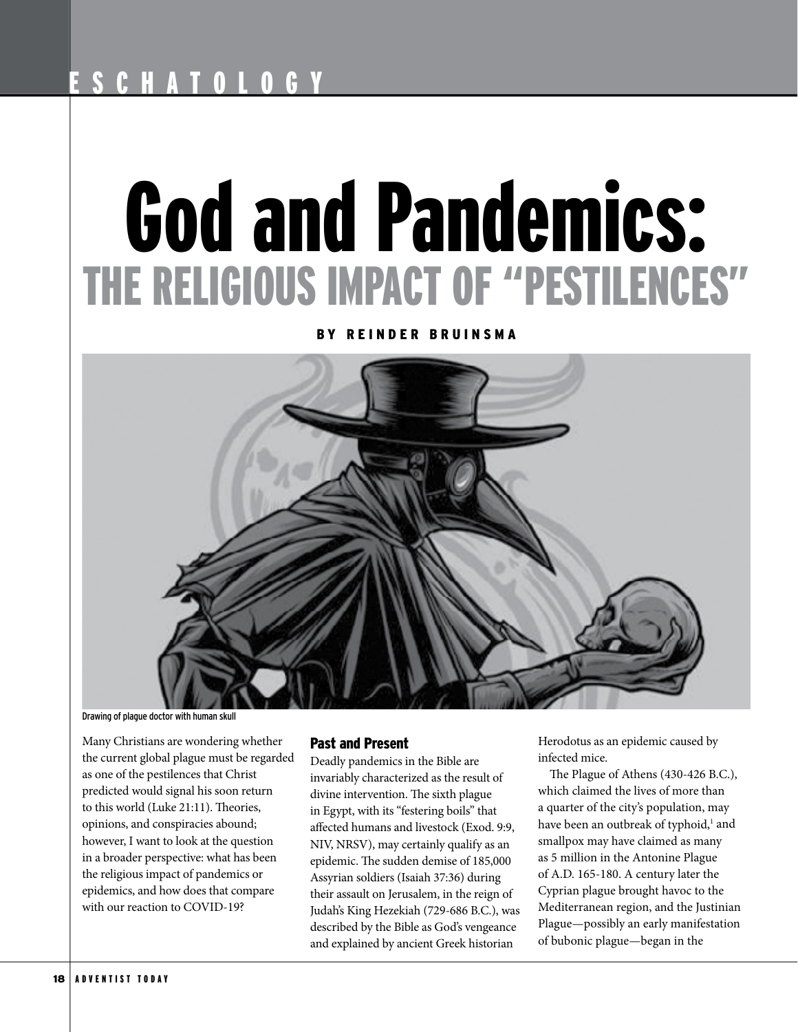ESCHATOLOGY

# God and Pandemics:

## THE RELIGIOUS IMPACT OF "PESTILENCES"

BY REINDER BRUINSMA

Drawing of plague doctor with human skull

Many Christians are wondering whether the current global plague must be regarded as one of the pestilences that Christ predicted would signal his soon return to this world (Luke 21:11). Theories, opinions, and conspiracies abound; however, I want to look at the question in a broader perspective: what has been the religious impact of pandemics or epidemics, and how does that compare with our reaction to COVID-19?

### Past and Present

Deadly pandemics in the Bible are invariably characterized as the result of divine intervention. The sixth plague in Egypt, with its "festering boils" that affected humans and livestock (Exod. 9:9, NIV, NRSV), may certainly qualify as an epidemic. The sudden demise of 185,000 Assyrian soldiers (Isaiah 37:36) during their assault on Jerusalem, in the reign of Judah's King Hezekiah (729-686 B.C.), was described by the Bible as God's vengeance and explained by ancient Greek historian Herodotus as an epidemic caused by infected mice.

The Plague of Athens (430-426 B.C.), which claimed the lives of more than a quarter of the city's population, may have been an outbreak of typhoid,[1] and smallpox may have claimed as many as 5 million in the Antonine Plague of A.D. 165-180. A century later the Cyprian plague brought havoc to the Mediterranean region, and the Justinian Plague—possibly an early manifestation of bubonic plague—began in the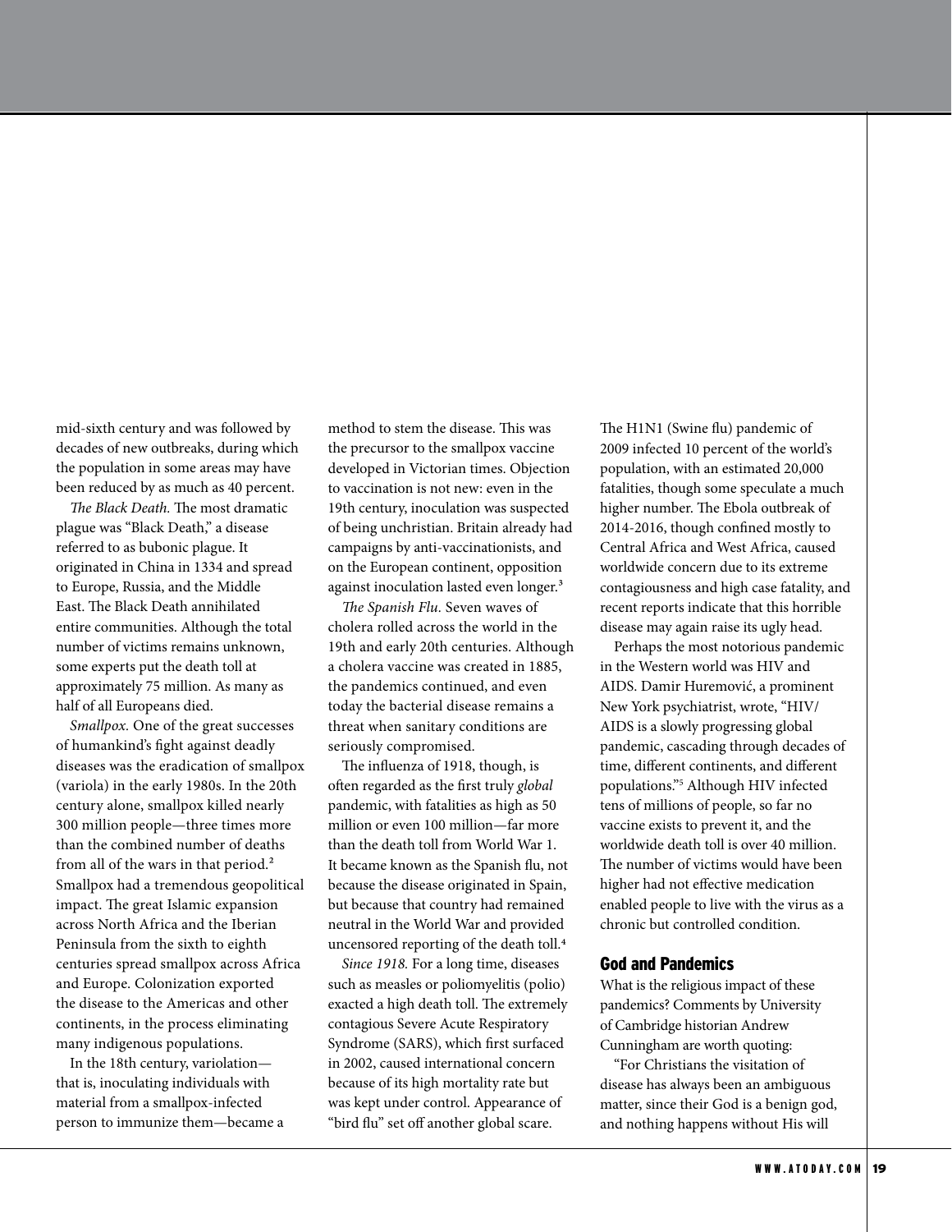mid-sixth century and was followed by decades of new outbreaks, during which the population in some areas may have been reduced by as much as 40 percent.

*The Black Death.* The most dramatic plague was "Black Death," a disease referred to as bubonic plague. It originated in China in 1334 and spread to Europe, Russia, and the Middle East. The Black Death annihilated entire communities. Although the total number of victims remains unknown, some experts put the death toll at approximately 75 million. As many as half of all Europeans died.

*Smallpox.* One of the great successes of humankind's fight against deadly diseases was the eradication of smallpox (variola) in the early 1980s. In the 20th century alone, smallpox killed nearly 300 million people—three times more than the combined number of deaths from all of the wars in that period.[2] Smallpox had a tremendous geopolitical impact. The great Islamic expansion across North Africa and the Iberian Peninsula from the sixth to eighth centuries spread smallpox across Africa and Europe. Colonization exported the disease to the Americas and other continents, in the process eliminating many indigenous populations.

In the 18th century, variolation—that is, inoculating individuals with material from a smallpox-infected person to immunize them—became a method to stem the disease. This was the precursor to the smallpox vaccine developed in Victorian times. Objection to vaccination is not new: even in the 19th century, inoculation was suspected of being unchristian. Britain already had campaigns by anti-vaccinationists, and on the European continent, opposition against inoculation lasted even longer.[3]

*The Spanish Flu.* Seven waves of cholera rolled across the world in the 19th and early 20th centuries. Although a cholera vaccine was created in 1885, the pandemics continued, and even today the bacterial disease remains a threat when sanitary conditions are seriously compromised.

The influenza of 1918, though, is often regarded as the first truly *global* pandemic, with fatalities as high as 50 million or even 100 million—far more than the death toll from World War 1. It became known as the Spanish flu, not because the disease originated in Spain, but because that country had remained neutral in the World War and provided uncensored reporting of the death toll.[4]

*Since 1918.* For a long time, diseases such as measles or poliomyelitis (polio) exacted a high death toll. The extremely contagious Severe Acute Respiratory Syndrome (SARS), which first surfaced in 2002, caused international concern because of its high mortality rate but was kept under control. Appearance of "bird flu" set off another global scare. The H1N1 (Swine flu) pandemic of 2009 infected 10 percent of the world's population, with an estimated 20,000 fatalities, though some speculate a much higher number. The Ebola outbreak of 2014-2016, though confined mostly to Central Africa and West Africa, caused worldwide concern due to its extreme contagiousness and high case fatality, and recent reports indicate that this horrible disease may again raise its ugly head.

Perhaps the most notorious pandemic in the Western world was HIV and AIDS. Damir Huremović, a prominent New York psychiatrist, wrote, "HIV/AIDS is a slowly progressing global pandemic, cascading through decades of time, different continents, and different populations."[5] Although HIV infected tens of millions of people, so far no vaccine exists to prevent it, and the worldwide death toll is over 40 million. The number of victims would have been higher had not effective medication enabled people to live with the virus as a chronic but controlled condition.

## God and Pandemics

What is the religious impact of these pandemics? Comments by University of Cambridge historian Andrew Cunningham are worth quoting:

"For Christians the visitation of disease has always been an ambiguous matter, since their God is a benign god, and nothing happens without His will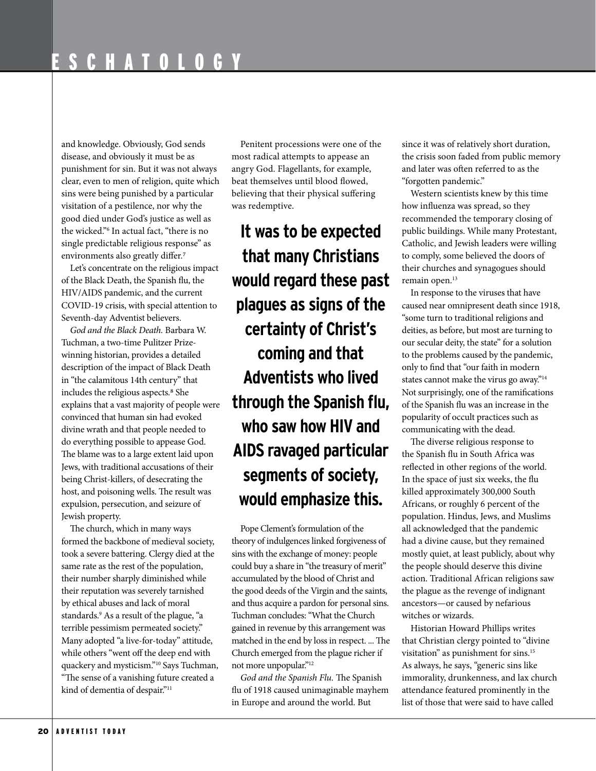and knowledge. Obviously, God sends disease, and obviously it must be as punishment for sin. But it was not always clear, even to men of religion, quite which sins were being punished by a particular visitation of a pestilence, nor why the good died under God's justice as well as the wicked."[6] In actual fact, "there is no single predictable religious response" as environments also greatly differ.[7]

Let's concentrate on the religious impact of the Black Death, the Spanish flu, the HIV/AIDS pandemic, and the current COVID-19 crisis, with special attention to Seventh-day Adventist believers.

*God and the Black Death.* Barbara W. Tuchman, a two-time Pulitzer Prize-winning historian, provides a detailed description of the impact of Black Death in "the calamitous 14th century" that includes the religious aspects.[8] She explains that a vast majority of people were convinced that human sin had evoked divine wrath and that people needed to do everything possible to appease God. The blame was to a large extent laid upon Jews, with traditional accusations of their being Christ-killers, of desecrating the host, and poisoning wells. The result was expulsion, persecution, and seizure of Jewish property.

The church, which in many ways formed the backbone of medieval society, took a severe battering. Clergy died at the same rate as the rest of the population, their number sharply diminished while their reputation was severely tarnished by ethical abuses and lack of moral standards.[9] As a result of the plague, "a terrible pessimism permeated society." Many adopted "a live-for-today" attitude, while others "went off the deep end with quackery and mysticism."[10] Says Tuchman, "The sense of a vanishing future created a kind of dementia of despair."[11]

Penitent processions were one of the most radical attempts to appease an angry God. Flagellants, for example, beat themselves until blood flowed, believing that their physical suffering was redemptive.

**It was to be expected that many Christians would regard these past plagues as signs of the certainty of Christ's coming and that Adventists who lived through the Spanish flu, who saw how HIV and AIDS ravaged particular segments of society, would emphasize this.**

Pope Clement's formulation of the theory of indulgences linked forgiveness of sins with the exchange of money: people could buy a share in "the treasury of merit" accumulated by the blood of Christ and the good deeds of the Virgin and the saints, and thus acquire a pardon for personal sins. Tuchman concludes: "What the Church gained in revenue by this arrangement was matched in the end by loss in respect. ... The Church emerged from the plague richer if not more unpopular."[12]

*God and the Spanish Flu.* The Spanish flu of 1918 caused unimaginable mayhem in Europe and around the world. But since it was of relatively short duration, the crisis soon faded from public memory and later was often referred to as the "forgotten pandemic."

Western scientists knew by this time how influenza was spread, so they recommended the temporary closing of public buildings. While many Protestant, Catholic, and Jewish leaders were willing to comply, some believed the doors of their churches and synagogues should remain open.[13]

In response to the viruses that have caused near omnipresent death since 1918, "some turn to traditional religions and deities, as before, but most are turning to our secular deity, the state" for a solution to the problems caused by the pandemic, only to find that "our faith in modern states cannot make the virus go away."[14] Not surprisingly, one of the ramifications of the Spanish flu was an increase in the popularity of occult practices such as communicating with the dead.

The diverse religious response to the Spanish flu in South Africa was reflected in other regions of the world. In the space of just six weeks, the flu killed approximately 300,000 South Africans, or roughly 6 percent of the population. Hindus, Jews, and Muslims all acknowledged that the pandemic had a divine cause, but they remained mostly quiet, at least publicly, about why the people should deserve this divine action. Traditional African religions saw the plague as the revenge of indignant ancestors—or caused by nefarious witches or wizards.

Historian Howard Phillips writes that Christian clergy pointed to "divine visitation" as punishment for sins.[15] As always, he says, "generic sins like immorality, drunkenness, and lax church attendance featured prominently in the list of those that were said to have called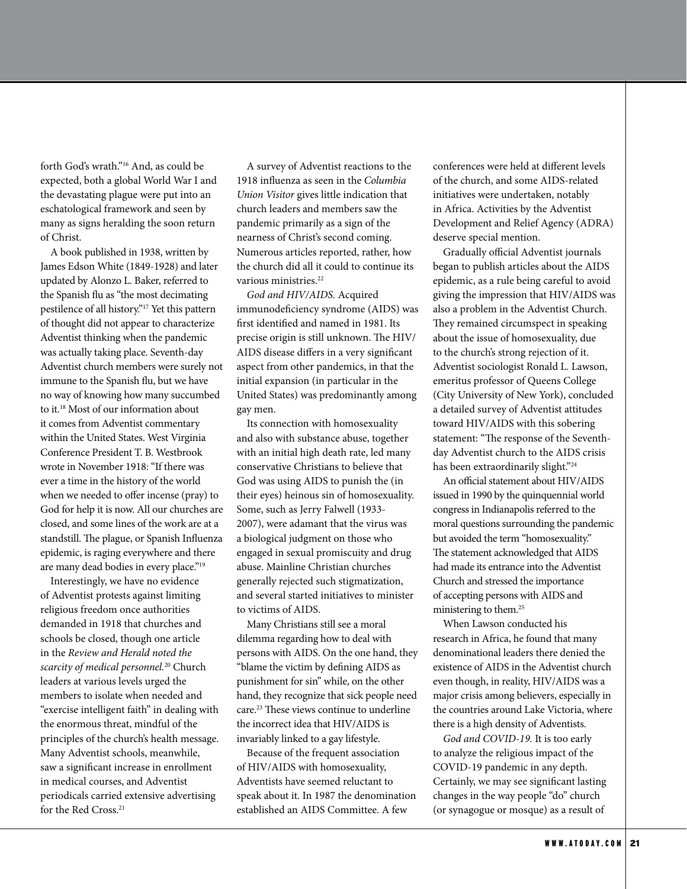forth God's wrath."[16] And, as could be expected, both a global World War I and the devastating plague were put into an eschatological framework and seen by many as signs heralding the soon return of Christ.

A book published in 1938, written by James Edson White (1849-1928) and later updated by Alonzo L. Baker, referred to the Spanish flu as "the most decimating pestilence of all history."[17] Yet this pattern of thought did not appear to characterize Adventist thinking when the pandemic was actually taking place. Seventh-day Adventist church members were surely not immune to the Spanish flu, but we have no way of knowing how many succumbed to it.[18] Most of our information about it comes from Adventist commentary within the United States. West Virginia Conference President T. B. Westbrook wrote in November 1918: "If there was ever a time in the history of the world when we needed to offer incense (pray) to God for help it is now. All our churches are closed, and some lines of the work are at a standstill. The plague, or Spanish Influenza epidemic, is raging everywhere and there are many dead bodies in every place."[19]

Interestingly, we have no evidence of Adventist protests against limiting religious freedom once authorities demanded in 1918 that churches and schools be closed, though one article in the *Review and Herald noted the scarcity of medical personnel.*[20] Church leaders at various levels urged the members to isolate when needed and "exercise intelligent faith" in dealing with the enormous threat, mindful of the principles of the church's health message. Many Adventist schools, meanwhile, saw a significant increase in enrollment in medical courses, and Adventist periodicals carried extensive advertising for the Red Cross.[21]

A survey of Adventist reactions to the 1918 influenza as seen in the *Columbia Union Visitor* gives little indication that church leaders and members saw the pandemic primarily as a sign of the nearness of Christ's second coming. Numerous articles reported, rather, how the church did all it could to continue its various ministries.[22]

*God and HIV/AIDS.* Acquired immunodeficiency syndrome (AIDS) was first identified and named in 1981. Its precise origin is still unknown. The HIV/AIDS disease differs in a very significant aspect from other pandemics, in that the initial expansion (in particular in the United States) was predominantly among gay men.

Its connection with homosexuality and also with substance abuse, together with an initial high death rate, led many conservative Christians to believe that God was using AIDS to punish the (in their eyes) heinous sin of homosexuality. Some, such as Jerry Falwell (1933-2007), were adamant that the virus was a biological judgment on those who engaged in sexual promiscuity and drug abuse. Mainline Christian churches generally rejected such stigmatization, and several started initiatives to minister to victims of AIDS.

Many Christians still see a moral dilemma regarding how to deal with persons with AIDS. On the one hand, they "blame the victim by defining AIDS as punishment for sin" while, on the other hand, they recognize that sick people need care.[23] These views continue to underline the incorrect idea that HIV/AIDS is invariably linked to a gay lifestyle.

Because of the frequent association of HIV/AIDS with homosexuality, Adventists have seemed reluctant to speak about it. In 1987 the denomination established an AIDS Committee. A few conferences were held at different levels of the church, and some AIDS-related initiatives were undertaken, notably in Africa. Activities by the Adventist Development and Relief Agency (ADRA) deserve special mention.

Gradually official Adventist journals began to publish articles about the AIDS epidemic, as a rule being careful to avoid giving the impression that HIV/AIDS was also a problem in the Adventist Church. They remained circumspect in speaking about the issue of homosexuality, due to the church's strong rejection of it. Adventist sociologist Ronald L. Lawson, emeritus professor of Queens College (City University of New York), concluded a detailed survey of Adventist attitudes toward HIV/AIDS with this sobering statement: "The response of the Seventh-day Adventist church to the AIDS crisis has been extraordinarily slight."[24]

An official statement about HIV/AIDS issued in 1990 by the quinquennial world congress in Indianapolis referred to the moral questions surrounding the pandemic but avoided the term "homosexuality." The statement acknowledged that AIDS had made its entrance into the Adventist Church and stressed the importance of accepting persons with AIDS and ministering to them.[25]

When Lawson conducted his research in Africa, he found that many denominational leaders there denied the existence of AIDS in the Adventist church even though, in reality, HIV/AIDS was a major crisis among believers, especially in the countries around Lake Victoria, where there is a high density of Adventists.

*God and COVID-19.* It is too early to analyze the religious impact of the COVID-19 pandemic in any depth. Certainly, we may see significant lasting changes in the way people "do" church (or synagogue or mosque) as a result of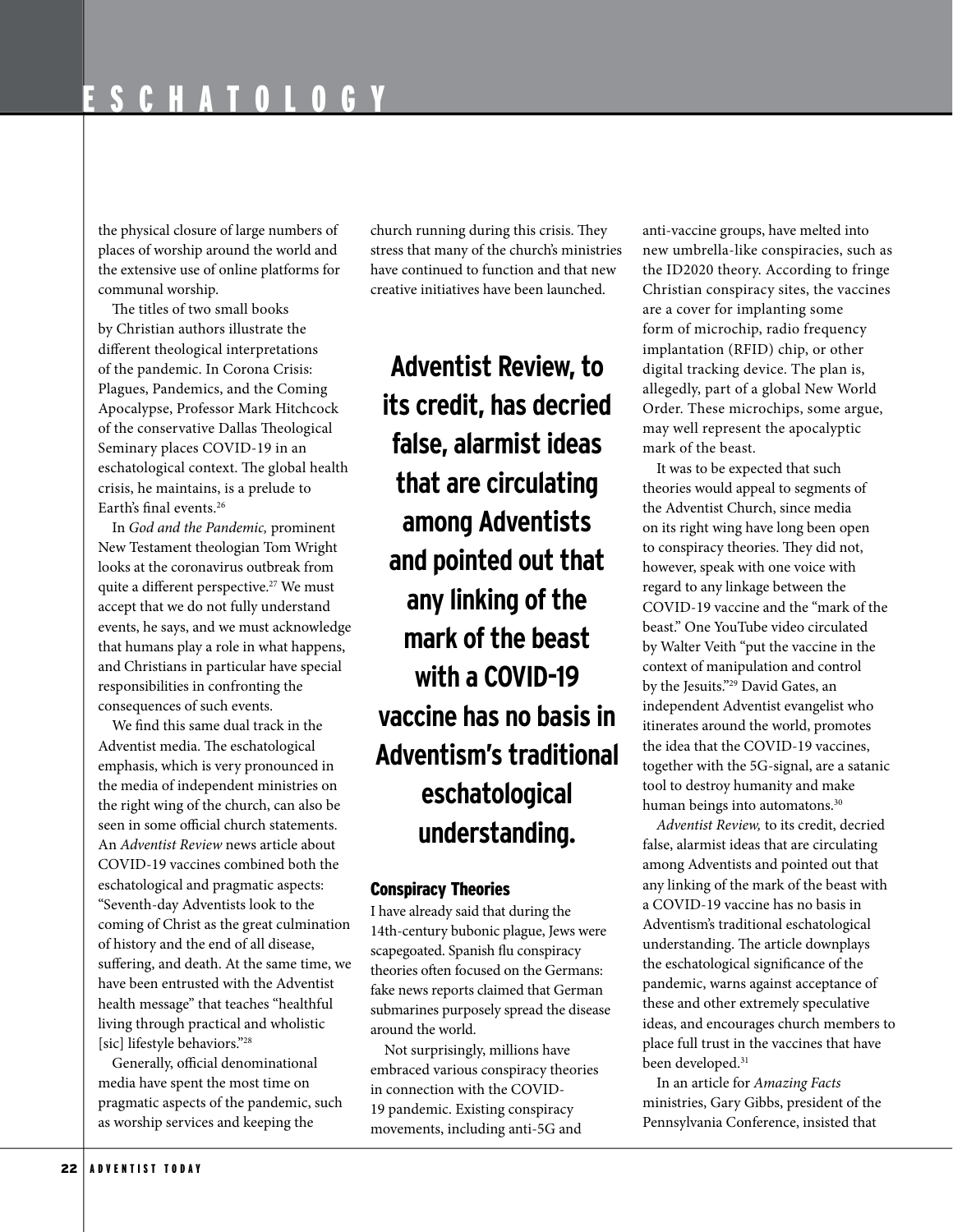the physical closure of large numbers of places of worship around the world and the extensive use of online platforms for communal worship.

The titles of two small books by Christian authors illustrate the different theological interpretations of the pandemic. In Corona Crisis: Plagues, Pandemics, and the Coming Apocalypse, Professor Mark Hitchcock of the conservative Dallas Theological Seminary places COVID-19 in an eschatological context. The global health crisis, he maintains, is a prelude to Earth's final events.[26]

In *God and the Pandemic,* prominent New Testament theologian Tom Wright looks at the coronavirus outbreak from quite a different perspective.[27] We must accept that we do not fully understand events, he says, and we must acknowledge that humans play a role in what happens, and Christians in particular have special responsibilities in confronting the consequences of such events.

We find this same dual track in the Adventist media. The eschatological emphasis, which is very pronounced in the media of independent ministries on the right wing of the church, can also be seen in some official church statements. An *Adventist Review* news article about COVID-19 vaccines combined both the eschatological and pragmatic aspects: "Seventh-day Adventists look to the coming of Christ as the great culmination of history and the end of all disease, suffering, and death. At the same time, we have been entrusted with the Adventist health message" that teaches "healthful living through practical and wholistic [sic] lifestyle behaviors."[28]

Generally, official denominational media have spent the most time on pragmatic aspects of the pandemic, such as worship services and keeping the church running during this crisis. They stress that many of the church's ministries have continued to function and that new creative initiatives have been launched.

**Adventist Review, to its credit, has decried false, alarmist ideas that are circulating among Adventists and pointed out that any linking of the mark of the beast with a COVID-19 vaccine has no basis in Adventism's traditional eschatological understanding.**

### Conspiracy Theories

I have already said that during the 14th-century bubonic plague, Jews were scapegoated. Spanish flu conspiracy theories often focused on the Germans: fake news reports claimed that German submarines purposely spread the disease around the world.

Not surprisingly, millions have embraced various conspiracy theories in connection with the COVID-19 pandemic. Existing conspiracy movements, including anti-5G and anti-vaccine groups, have melted into new umbrella-like conspiracies, such as the ID2020 theory. According to fringe Christian conspiracy sites, the vaccines are a cover for implanting some form of microchip, radio frequency implantation (RFID) chip, or other digital tracking device. The plan is, allegedly, part of a global New World Order. These microchips, some argue, may well represent the apocalyptic mark of the beast.

It was to be expected that such theories would appeal to segments of the Adventist Church, since media on its right wing have long been open to conspiracy theories. They did not, however, speak with one voice with regard to any linkage between the COVID-19 vaccine and the "mark of the beast." One YouTube video circulated by Walter Veith "put the vaccine in the context of manipulation and control by the Jesuits."[29] David Gates, an independent Adventist evangelist who itinerates around the world, promotes the idea that the COVID-19 vaccines, together with the 5G-signal, are a satanic tool to destroy humanity and make human beings into automatons.[30]

*Adventist Review,* to its credit, decried false, alarmist ideas that are circulating among Adventists and pointed out that any linking of the mark of the beast with a COVID-19 vaccine has no basis in Adventism's traditional eschatological understanding. The article downplays the eschatological significance of the pandemic, warns against acceptance of these and other extremely speculative ideas, and encourages church members to place full trust in the vaccines that have been developed.[31]

In an article for *Amazing Facts* ministries, Gary Gibbs, president of the Pennsylvania Conference, insisted that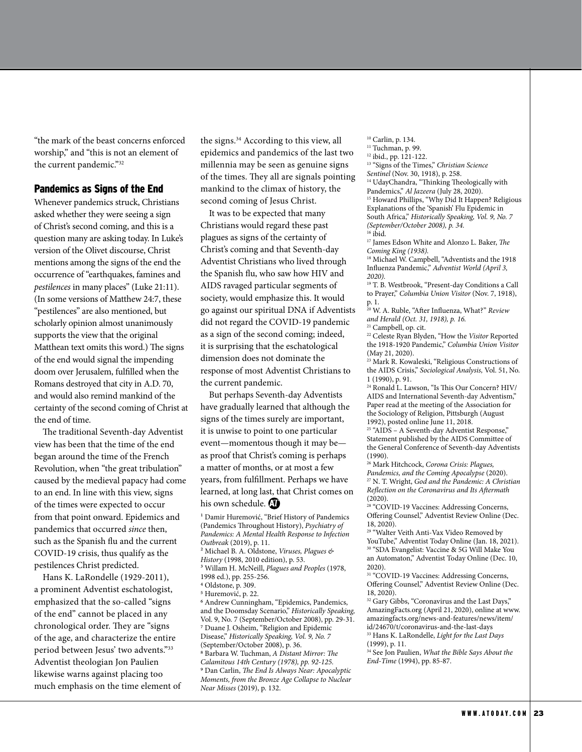"the mark of the beast concerns enforced worship," and "this is not an element of the current pandemic."[32]

## Pandemics as Signs of the End

Whenever pandemics struck, Christians asked whether they were seeing a sign of Christ's second coming, and this is a question many are asking today. In Luke's version of the Olivet discourse, Christ mentions among the signs of the end the occurrence of "earthquakes, famines and *pestilences* in many places" (Luke 21:11). (In some versions of Matthew 24:7, these "pestilences" are also mentioned, but scholarly opinion almost unanimously supports the view that the original Matthean text omits this word.) The signs of the end would signal the impending doom over Jerusalem, fulfilled when the Romans destroyed that city in A.D. 70, and would also remind mankind of the certainty of the second coming of Christ at the end of time.

The traditional Seventh-day Adventist view has been that the time of the end began around the time of the French Revolution, when "the great tribulation" caused by the medieval papacy had come to an end. In line with this view, signs of the times were expected to occur from that point onward. Epidemics and pandemics that occurred *since* then, such as the Spanish flu and the current COVID-19 crisis, thus qualify as the pestilences Christ predicted.

Hans K. LaRondelle (1929-2011), a prominent Adventist eschatologist, emphasized that the so-called "signs of the end" cannot be placed in any chronological order. They are "signs of the age, and characterize the entire period between Jesus' two advents."[33] Adventist theologian Jon Paulien likewise warns against placing too much emphasis on the time element of the signs.[34] According to this view, all epidemics and pandemics of the last two millennia may be seen as genuine signs of the times. They all are signals pointing mankind to the climax of history, the second coming of Jesus Christ.

It was to be expected that many Christians would regard these past plagues as signs of the certainty of Christ's coming and that Seventh-day Adventist Christians who lived through the Spanish flu, who saw how HIV and AIDS ravaged particular segments of society, would emphasize this. It would go against our spiritual DNA if Adventists did not regard the COVID-19 pandemic as a sign of the second coming; indeed, it is surprising that the eschatological dimension does not dominate the response of most Adventist Christians to the current pandemic.

But perhaps Seventh-day Adventists have gradually learned that although the signs of the times surely are important, it is unwise to point to one particular event—momentous though it may be—as proof that Christ's coming is perhaps a matter of months, or at most a few years, from fulfillment. Perhaps we have learned, at long last, that Christ comes on his own schedule.

---

[1] Damir Huremović, "Brief History of Pandemics (Pandemics Throughout History), *Psychiatry of Pandemics: A Mental Health Response to Infection Outbreak* (2019), p. 11.
[2] Michael B. A. Oldstone, *Viruses, Plagues & History* (1998, 2010 edition), p. 53.
[3] Willam H. McNeill, *Plagues and Peoples* (1978, 1998 ed.), pp. 255-256.
[4] Oldstone, p. 309.
[5] Huremović, p. 22.
[6] Andrew Cunningham, "Epidemics, Pandemics, and the Doomsday Scenario," *Historically Speaking,* Vol. 9, No. 7 (September/October 2008), pp. 29-31.
[7] Duane J. Osheim, "Religion and Epidemic Disease," *Historically Speaking, Vol. 9, No. 7* (September/October 2008), p. 36.
[8] Barbara W. Tuchman, *A Distant Mirror: The Calamitous 14th Century (1978), pp. 92-125.*
[9] Dan Carlin, *The End Is Always Near: Apocalyptic Moments, from the Bronze Age Collapse to Nuclear Near Misses* (2019), p. 132.
[10] Carlin, p. 134.
[11] Tuchman, p. 99.
[12] ibid., pp. 121-122.
[13] "Signs of the Times," *Christian Science Sentinel* (Nov. 30, 1918), p. 258.
[14] UdayChandra, "Thinking Theologically with Pandemics," *Al Jazeera* (July 28, 2020).
[15] Howard Phillips, "Why Did It Happen? Religious Explanations of the 'Spanish' Flu Epidemic in South Africa," *Historically Speaking, Vol. 9, No. 7 (September/October 2008), p. 34.*
[16] ibid.
[17] James Edson White and Alonzo L. Baker, *The Coming King (1938).*
[18] Michael W. Campbell, "Adventists and the 1918 Influenza Pandemic," *Adventist World (April 3, 2020).*
[19] T. B. Westbrook, "Present-day Conditions a Call to Prayer," *Columbia Union Visitor* (Nov. 7, 1918), p. 1.
[20] W. A. Ruble, "After Influenza, What?" *Review and Herald (Oct. 31, 1918), p. 16.*
[21] Campbell, op. cit.
[22] Celeste Ryan Blyden, "How the *Visitor* Reported the 1918-1920 Pandemic," *Columbia Union Visitor* (May 21, 2020).
[23] Mark R. Kowaleski, "Religious Constructions of the AIDS Crisis," *Sociological Analysis,* Vol. 51, No. 1 (1990), p. 91.
[24] Ronald L. Lawson, "Is This Our Concern? HIV/AIDS and International Seventh-day Adventism," Paper read at the meeting of the Association for the Sociology of Religion, Pittsburgh (August 1992), posted online June 11, 2018.
[25] "AIDS – A Seventh-day Adventist Response," Statement published by the AIDS Committee of the General Conference of Seventh-day Adventists (1990).
[26] Mark Hitchcock, *Corona Crisis: Plagues, Pandemics, and the Coming Apocalypse* (2020).
[27] N. T. Wright, *God and the Pandemic: A Christian Reflection on the Coronavirus and Its Aftermath* (2020).
[28] "COVID-19 Vaccines: Addressing Concerns, Offering Counsel," Adventist Review Online (Dec. 18, 2020).
[29] "Walter Veith Anti-Vax Video Removed by YouTube," Adventist Today Online (Jan. 18, 2021).
[30] "SDA Evangelist: Vaccine & 5G Will Make You an Automaton," Adventist Today Online (Dec. 10, 2020).
[31] "COVID-19 Vaccines: Addressing Concerns, Offering Counsel," Adventist Review Online (Dec. 18, 2020).
[32] Gary Gibbs, "Coronavirus and the Last Days," AmazingFacts.org (April 21, 2020), online at www.amazingfacts.org/news-and-features/news/item/id/24670/t/coronavirus-and-the-last-days
[33] Hans K. LaRondelle, *Light for the Last Days* (1999), p. 11.
[34] See Jon Paulien, *What the Bible Says About the End-Time* (1994), pp. 85-87.